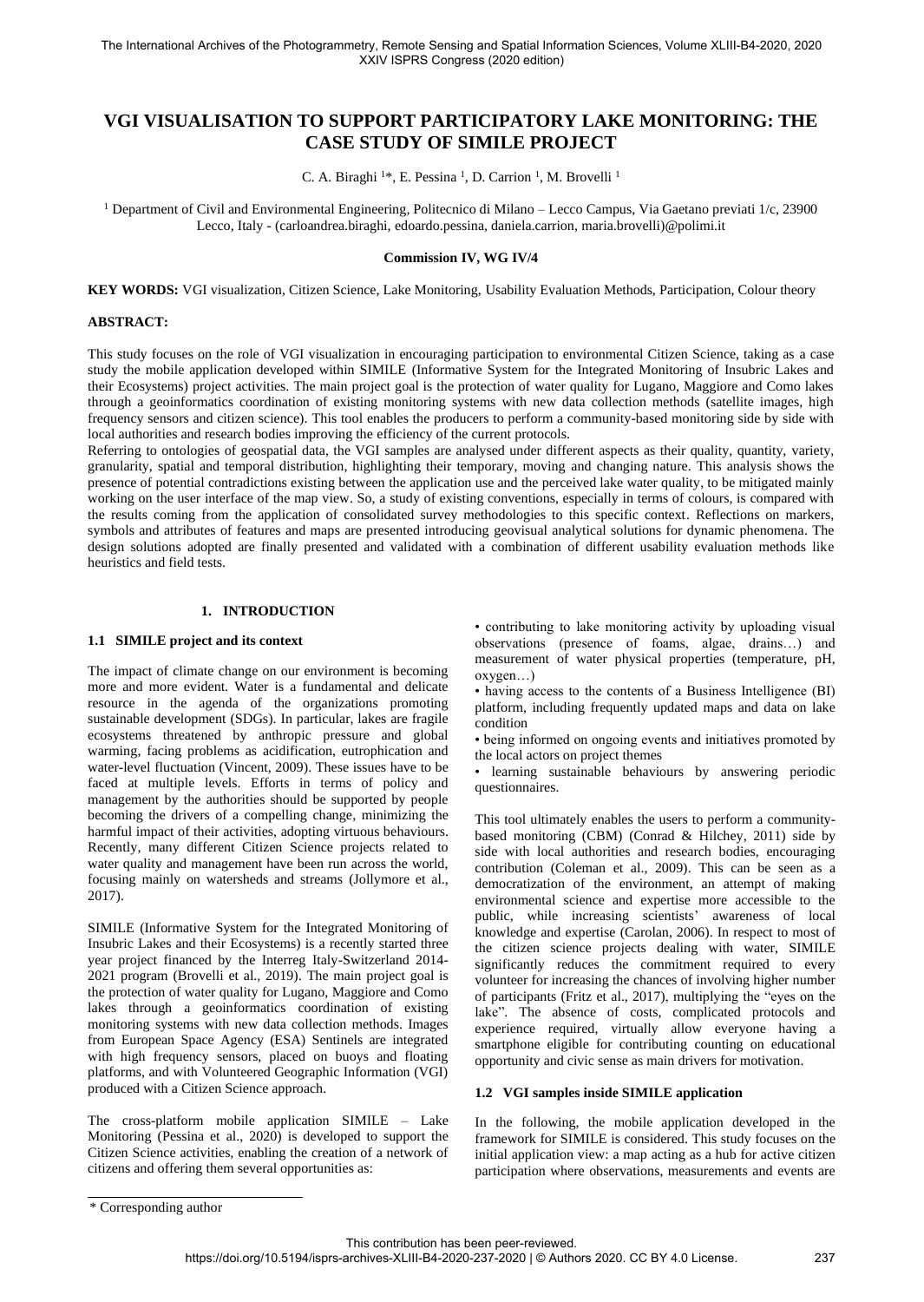# VGI VISUALISATION TO SUPPORT PARTICIPATORY LAKE MONITORING: THE CASE STUDY OF SIMILE PROJECT

C. A. Biraghi [1]*, E. Pessina [1], D. Carrion [1], M. Brovelli [1]

[1] Department of Civil and Environmental Engineering, Politecnico di Milano – Lecco Campus, Via Gaetano previati 1/c, 23900 Lecco, Italy - (carloandrea.biraghi, edoardo.pessina, daniela.carrion, maria.brovelli)@polimi.it

**Commission IV, WG IV/4**

**KEY WORDS:** VGI visualization, Citizen Science, Lake Monitoring, Usability Evaluation Methods, Participation, Colour theory

**ABSTRACT:**

This study focuses on the role of VGI visualization in encouraging participation to environmental Citizen Science, taking as a case study the mobile application developed within SIMILE (Informative System for the Integrated Monitoring of Insubric Lakes and their Ecosystems) project activities. The main project goal is the protection of water quality for Lugano, Maggiore and Como lakes through a geoinformatics coordination of existing monitoring systems with new data collection methods (satellite images, high frequency sensors and citizen science). This tool enables the producers to perform a community-based monitoring side by side with local authorities and research bodies improving the efficiency of the current protocols.

Referring to ontologies of geospatial data, the VGI samples are analysed under different aspects as their quality, quantity, variety, granularity, spatial and temporal distribution, highlighting their temporary, moving and changing nature. This analysis shows the presence of potential contradictions existing between the application use and the perceived lake water quality, to be mitigated mainly working on the user interface of the map view. So, a study of existing conventions, especially in terms of colours, is compared with the results coming from the application of consolidated survey methodologies to this specific context. Reflections on markers, symbols and attributes of features and maps are presented introducing geovisual analytical solutions for dynamic phenomena. The design solutions adopted are finally presented and validated with a combination of different usability evaluation methods like heuristics and field tests.

## 1. INTRODUCTION

### 1.1 SIMILE project and its context

The impact of climate change on our environment is becoming more and more evident. Water is a fundamental and delicate resource in the agenda of the organizations promoting sustainable development (SDGs). In particular, lakes are fragile ecosystems threatened by anthropic pressure and global warming, facing problems as acidification, eutrophication and water-level fluctuation (Vincent, 2009). These issues have to be faced at multiple levels. Efforts in terms of policy and management by the authorities should be supported by people becoming the drivers of a compelling change, minimizing the harmful impact of their activities, adopting virtuous behaviours. Recently, many different Citizen Science projects related to water quality and management have been run across the world, focusing mainly on watersheds and streams (Jollymore et al., 2017).

SIMILE (Informative System for the Integrated Monitoring of Insubric Lakes and their Ecosystems) is a recently started three year project financed by the Interreg Italy-Switzerland 2014-2021 program (Brovelli et al., 2019). The main project goal is the protection of water quality for Lugano, Maggiore and Como lakes through a geoinformatics coordination of existing monitoring systems with new data collection methods. Images from European Space Agency (ESA) Sentinels are integrated with high frequency sensors, placed on buoys and floating platforms, and with Volunteered Geographic Information (VGI) produced with a Citizen Science approach.

The cross-platform mobile application SIMILE – Lake Monitoring (Pessina et al., 2020) is developed to support the Citizen Science activities, enabling the creation of a network of citizens and offering them several opportunities as:

• contributing to lake monitoring activity by uploading visual observations (presence of foams, algae, drains…) and measurement of water physical properties (temperature, pH, oxygen…)

• having access to the contents of a Business Intelligence (BI) platform, including frequently updated maps and data on lake condition

• being informed on ongoing events and initiatives promoted by the local actors on project themes

• learning sustainable behaviours by answering periodic questionnaires.

This tool ultimately enables the users to perform a community-based monitoring (CBM) (Conrad & Hilchey, 2011) side by side with local authorities and research bodies, encouraging contribution (Coleman et al., 2009). This can be seen as a democratization of the environment, an attempt of making environmental science and expertise more accessible to the public, while increasing scientists' awareness of local knowledge and expertise (Carolan, 2006). In respect to most of the citizen science projects dealing with water, SIMILE significantly reduces the commitment required to every volunteer for increasing the chances of involving higher number of participants (Fritz et al., 2017), multiplying the "eyes on the lake". The absence of costs, complicated protocols and experience required, virtually allow everyone having a smartphone eligible for contributing counting on educational opportunity and civic sense as main drivers for motivation.

### 1.2 VGI samples inside SIMILE application

In the following, the mobile application developed in the framework for SIMILE is considered. This study focuses on the initial application view: a map acting as a hub for active citizen participation where observations, measurements and events are

\* Corresponding author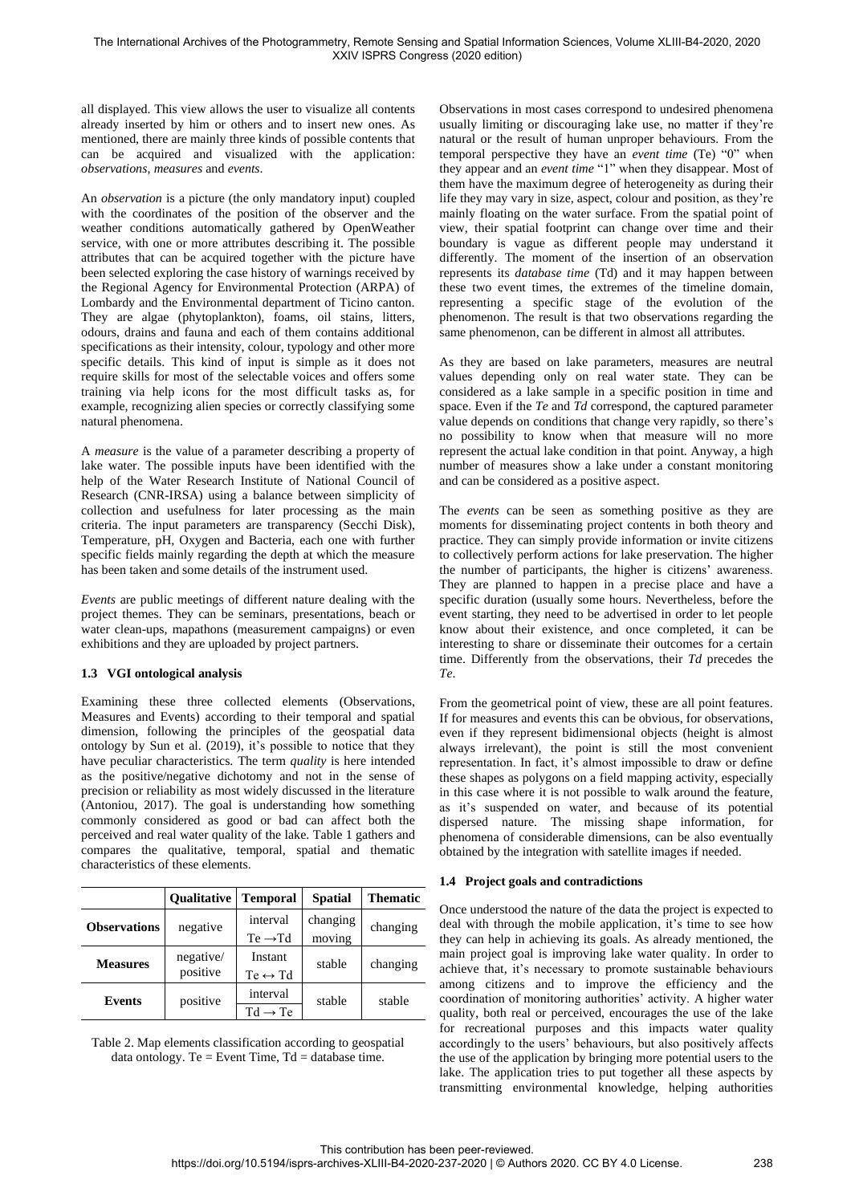all displayed. This view allows the user to visualize all contents already inserted by him or others and to insert new ones. As mentioned, there are mainly three kinds of possible contents that can be acquired and visualized with the application: *observations*, *measures* and *events*.

An *observation* is a picture (the only mandatory input) coupled with the coordinates of the position of the observer and the weather conditions automatically gathered by OpenWeather service, with one or more attributes describing it. The possible attributes that can be acquired together with the picture have been selected exploring the case history of warnings received by the Regional Agency for Environmental Protection (ARPA) of Lombardy and the Environmental department of Ticino canton. They are algae (phytoplankton), foams, oil stains, litters, odours, drains and fauna and each of them contains additional specifications as their intensity, colour, typology and other more specific details. This kind of input is simple as it does not require skills for most of the selectable voices and offers some training via help icons for the most difficult tasks as, for example, recognizing alien species or correctly classifying some natural phenomena.

A *measure* is the value of a parameter describing a property of lake water. The possible inputs have been identified with the help of the Water Research Institute of National Council of Research (CNR-IRSA) using a balance between simplicity of collection and usefulness for later processing as the main criteria. The input parameters are transparency (Secchi Disk), Temperature, pH, Oxygen and Bacteria, each one with further specific fields mainly regarding the depth at which the measure has been taken and some details of the instrument used.

*Events* are public meetings of different nature dealing with the project themes. They can be seminars, presentations, beach or water clean-ups, mapathons (measurement campaigns) or even exhibitions and they are uploaded by project partners.

### 1.3 VGI ontological analysis

Examining these three collected elements (Observations, Measures and Events) according to their temporal and spatial dimension, following the principles of the geospatial data ontology by Sun et al. (2019), it's possible to notice that they have peculiar characteristics. The term *quality* is here intended as the positive/negative dichotomy and not in the sense of precision or reliability as most widely discussed in the literature (Antoniou, 2017). The goal is understanding how something commonly considered as good or bad can affect both the perceived and real water quality of the lake. Table 1 gathers and compares the qualitative, temporal, spatial and thematic characteristics of these elements.

| | Qualitative | Temporal | Spatial | Thematic |
|---|---|---|---|---|
| **Observations** | negative | interval<br>$Te \rightarrow Td$ | changing moving | changing |
| **Measures** | negative/ positive | Instant<br>$Te \leftrightarrow Td$ | stable | changing |
| **Events** | positive | interval<br>$Td \rightarrow Te$ | stable | stable |

Table 2. Map elements classification according to geospatial data ontology. Te = Event Time, Td = database time.

Observations in most cases correspond to undesired phenomena usually limiting or discouraging lake use, no matter if they're natural or the result of human unproper behaviours. From the temporal perspective they have an *event time* (Te) "0" when they appear and an *event time* "1" when they disappear. Most of them have the maximum degree of heterogeneity as during their life they may vary in size, aspect, colour and position, as they're mainly floating on the water surface. From the spatial point of view, their spatial footprint can change over time and their boundary is vague as different people may understand it differently. The moment of the insertion of an observation represents its *database time* (Td) and it may happen between these two event times, the extremes of the timeline domain, representing a specific stage of the evolution of the phenomenon. The result is that two observations regarding the same phenomenon, can be different in almost all attributes.

As they are based on lake parameters, measures are neutral values depending only on real water state. They can be considered as a lake sample in a specific position in time and space. Even if the *Te* and *Td* correspond, the captured parameter value depends on conditions that change very rapidly, so there's no possibility to know when that measure will no more represent the actual lake condition in that point. Anyway, a high number of measures show a lake under a constant monitoring and can be considered as a positive aspect.

The *events* can be seen as something positive as they are moments for disseminating project contents in both theory and practice. They can simply provide information or invite citizens to collectively perform actions for lake preservation. The higher the number of participants, the higher is citizens' awareness. They are planned to happen in a precise place and have a specific duration (usually some hours. Nevertheless, before the event starting, they need to be advertised in order to let people know about their existence, and once completed, it can be interesting to share or disseminate their outcomes for a certain time. Differently from the observations, their *Td* precedes the *Te*.

From the geometrical point of view, these are all point features. If for measures and events this can be obvious, for observations, even if they represent bidimensional objects (height is almost always irrelevant), the point is still the most convenient representation. In fact, it's almost impossible to draw or define these shapes as polygons on a field mapping activity, especially in this case where it is not possible to walk around the feature, as it's suspended on water, and because of its potential dispersed nature. The missing shape information, for phenomena of considerable dimensions, can be also eventually obtained by the integration with satellite images if needed.

### 1.4 Project goals and contradictions

Once understood the nature of the data the project is expected to deal with through the mobile application, it's time to see how they can help in achieving its goals. As already mentioned, the main project goal is improving lake water quality. In order to achieve that, it's necessary to promote sustainable behaviours among citizens and to improve the efficiency and the coordination of monitoring authorities' activity. A higher water quality, both real or perceived, encourages the use of the lake for recreational purposes and this impacts water quality accordingly to the users' behaviours, but also positively affects the use of the application by bringing more potential users to the lake. The application tries to put together all these aspects by transmitting environmental knowledge, helping authorities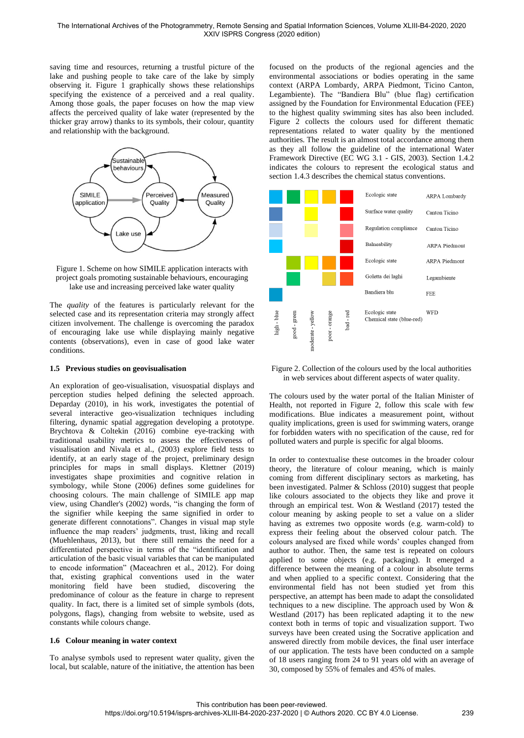saving time and resources, returning a trustful picture of the lake and pushing people to take care of the lake by simply observing it. Figure 1 graphically shows these relationships specifying the existence of a perceived and a real quality. Among those goals, the paper focuses on how the map view affects the perceived quality of lake water (represented by the thicker gray arrow) thanks to its symbols, their colour, quantity and relationship with the background.

Figure 1. Scheme on how SIMILE application interacts with project goals promoting sustainable behaviours, encouraging lake use and increasing perceived lake water quality

The *quality* of the features is particularly relevant for the selected case and its representation criteria may strongly affect citizen involvement. The challenge is overcoming the paradox of encouraging lake use while displaying mainly negative contents (observations), even in case of good lake water conditions.

### 1.5 Previous studies on geovisualisation

An exploration of geo-visualisation, visuospatial displays and perception studies helped defining the selected approach. Deparday (2010), in his work, investigates the potential of several interactive geo-visualization techniques including filtering, dynamic spatial aggregation developing a prototype. Brychtova & Coltekin (2016) combine eye-tracking with traditional usability metrics to assess the effectiveness of visualisation and Nivala et al., (2003) explore field tests to identify, at an early stage of the project, preliminary design principles for maps in small displays. Klettner (2019) investigates shape proximities and cognitive relation in symbology, while Stone (2006) defines some guidelines for choosing colours. The main challenge of SIMILE app map view, using Chandler's (2002) words, "is changing the form of the signifier while keeping the same signified in order to generate different connotations". Changes in visual map style influence the map readers' judgments, trust, liking and recall (Muehlenhaus, 2013), but there still remains the need for a differentiated perspective in terms of the "identification and articulation of the basic visual variables that can be manipulated to encode information" (Maceachren et al., 2012). For doing that, existing graphical conventions used in the water monitoring field have been studied, discovering the predominance of colour as the feature in charge to represent quality. In fact, there is a limited set of simple symbols (dots, polygons, flags), changing from website to website, used as constants while colours change.

### 1.6 Colour meaning in water context

To analyse symbols used to represent water quality, given the local, but scalable, nature of the initiative, the attention has been focused on the products of the regional agencies and the environmental associations or bodies operating in the same context (ARPA Lombardy, ARPA Piedmont, Ticino Canton, Legambiente). The "Bandiera Blu" (blue flag) certification assigned by the Foundation for Environmental Education (FEE) to the highest quality swimming sites has also been included. Figure 2 collects the colours used for different thematic representations related to water quality by the mentioned authorities. The result is an almost total accordance among them as they all follow the guideline of the international Water Framework Directive (EC WG 3.1 - GIS, 2003). Section 1.4.2 indicates the colours to represent the ecological status and section 1.4.3 describes the chemical status conventions.

| high - blue | good - green | moderate - yellow | poor - orange | bad - red | | |
|---|---|---|---|---|---|---|
| ■ | ■ | ■ | ■ | ■ | Ecologic state | ARPA Lombardy |
| ■ | | ■ | | ■ | Surface water quality | Canton Ticino |
| ■ | | ■ | | ■ | Regulation compliance | Canton Ticino |
| ■ | | | | ■ | Balneability | ARPA Piedmont |
| | ■ | ■ | ■ | ■ | Ecologic state | ARPA Piedmont |
| | ■ | | ■ | ■ | Goletta dei laghi | Legambiente |
| ■ | | | | | Bandiera blu | FEE |
| | | | | | Ecologic state<br>Chemical state (blue-red) | WFD |

Figure 2. Collection of the colours used by the local authorities in web services about different aspects of water quality.

The colours used by the water portal of the Italian Minister of Health, not reported in Figure 2, follow this scale with few modifications. Blue indicates a measurement point, without quality implications, green is used for swimming waters, orange for forbidden waters with no specification of the cause, red for polluted waters and purple is specific for algal blooms.

In order to contextualise these outcomes in the broader colour theory, the literature of colour meaning, which is mainly coming from different disciplinary sectors as marketing, has been investigated. Palmer & Schloss (2010) suggest that people like colours associated to the objects they like and prove it through an empirical test. Won & Westland (2017) tested the colour meaning by asking people to set a value on a slider having as extremes two opposite words (e.g. warm-cold) to express their feeling about the observed colour patch. The colours analysed are fixed while words' couples changed from author to author. Then, the same test is repeated on colours applied to some objects (e.g. packaging). It emerged a difference between the meaning of a colour in absolute terms and when applied to a specific context. Considering that the environmental field has not been studied yet from this perspective, an attempt has been made to adapt the consolidated techniques to a new discipline. The approach used by Won & Westland (2017) has been replicated adapting it to the new context both in terms of topic and visualization support. Two surveys have been created using the Socrative application and answered directly from mobile devices, the final user interface of our application. The tests have been conducted on a sample of 18 users ranging from 24 to 91 years old with an average of 30, composed by 55% of females and 45% of males.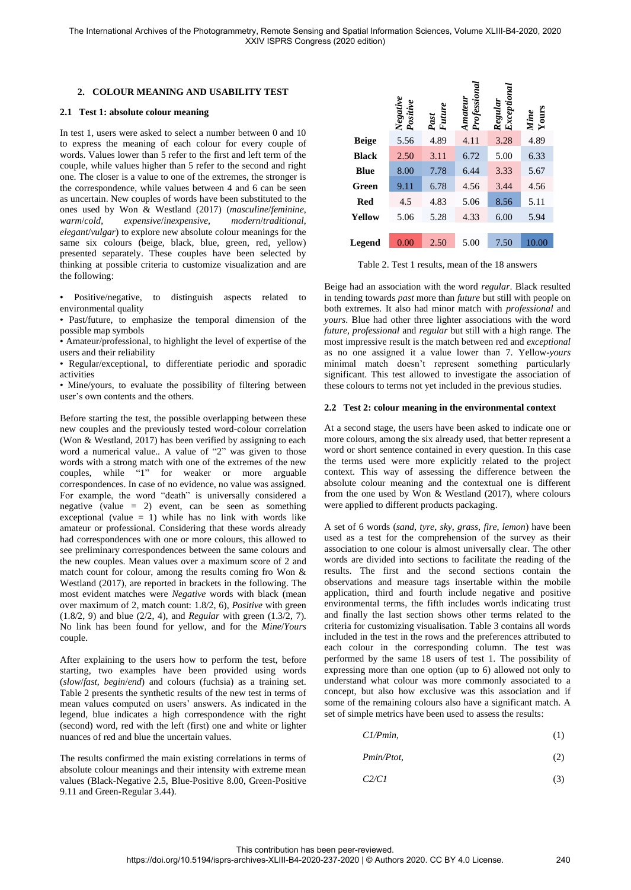## 2. COLOUR MEANING AND USABILITY TEST

### 2.1 Test 1: absolute colour meaning

In test 1, users were asked to select a number between 0 and 10 to express the meaning of each colour for every couple of words. Values lower than 5 refer to the first and left term of the couple, while values higher than 5 refer to the second and right one. The closer is a value to one of the extremes, the stronger is the correspondence, while values between 4 and 6 can be seen as uncertain. New couples of words have been substituted to the ones used by Won & Westland (2017) (*masculine*/*feminine*, *warm*/*cold*, *expensive*/*inexpensive*, *modern*/*traditional*, *elegant*/*vulgar*) to explore new absolute colour meanings for the same six colours (beige, black, blue, green, red, yellow) presented separately. These couples have been selected by thinking at possible criteria to customize visualization and are the following:

- Positive/negative, to distinguish aspects related to environmental quality
- Past/future, to emphasize the temporal dimension of the possible map symbols
- Amateur/professional, to highlight the level of expertise of the users and their reliability
- Regular/exceptional, to differentiate periodic and sporadic activities
- Mine/yours, to evaluate the possibility of filtering between user's own contents and the others.

Before starting the test, the possible overlapping between these new couples and the previously tested word-colour correlation (Won & Westland, 2017) has been verified by assigning to each word a numerical value.. A value of "2" was given to those words with a strong match with one of the extremes of the new couples, while "1" for weaker or more arguable correspondences. In case of no evidence, no value was assigned. For example, the word "death" is universally considered a negative (value = 2) event, can be seen as something exceptional (value = 1) while has no link with words like amateur or professional. Considering that these words already had correspondences with one or more colours, this allowed to see preliminary correspondences between the same colours and the new couples. Mean values over a maximum score of 2 and match count for colour, among the results coming fro Won & Westland (2017), are reported in brackets in the following. The most evident matches were *Negative* words with black (mean over maximum of 2, match count: 1.8/2, 6), *Positive* with green (1.8/2, 9) and blue (2/2, 4), and *Regular* with green (1.3/2, 7). No link has been found for yellow, and for the *Mine*/*Yours* couple.

After explaining to the users how to perform the test, before starting, two examples have been provided using words (*slow*/*fast*, *begin*/*end*) and colours (fuchsia) as a training set. Table 2 presents the synthetic results of the new test in terms of mean values computed on users' answers. As indicated in the legend, blue indicates a high correspondence with the right (second) word, red with the left (first) one and white or lighter nuances of red and blue the uncertain values.

The results confirmed the main existing correlations in terms of absolute colour meanings and their intensity with extreme mean values (Black-Negative 2.5, Blue-Positive 8.00, Green-Positive 9.11 and Green-Regular 3.44).

| | *Negative Positive* | *Past Future* | *Amateur Professional* | *Regular Exceptional* | *Mine Yours* |
|---|---|---|---|---|---|
| **Beige** | 5.56 | 4.89 | 4.11 | 3.28 | 4.89 |
| **Black** | 2.50 | 3.11 | 6.72 | 5.00 | 6.33 |
| **Blue** | 8.00 | 7.78 | 6.44 | 3.33 | 5.67 |
| **Green** | 9.11 | 6.78 | 4.56 | 3.44 | 4.56 |
| **Red** | 4.5 | 4.83 | 5.06 | 8.56 | 5.11 |
| **Yellow** | 5.06 | 5.28 | 4.33 | 6.00 | 5.94 |
| **Legend** | 0.00 | 2.50 | 5.00 | 7.50 | 10.00 |

Table 2. Test 1 results, mean of the 18 answers

Beige had an association with the word *regular*. Black resulted in tending towards *past* more than *future* but still with people on both extremes. It also had minor match with *professional* and *yours*. Blue had other three lighter associations with the word *future*, *professional* and *regular* but still with a high range. The most impressive result is the match between red and *exceptional* as no one assigned it a value lower than 7. Yellow-*yours* minimal match doesn't represent something particularly significant. This test allowed to investigate the association of these colours to terms not yet included in the previous studies.

### 2.2 Test 2: colour meaning in the environmental context

At a second stage, the users have been asked to indicate one or more colours, among the six already used, that better represent a word or short sentence contained in every question. In this case the terms used were more explicitly related to the project context. This way of assessing the difference between the absolute colour meaning and the contextual one is different from the one used by Won & Westland (2017), where colours were applied to different products packaging.

A set of 6 words (*sand*, *tyre*, *sky*, *grass*, *fire*, *lemon*) have been used as a test for the comprehension of the survey as their association to one colour is almost universally clear. The other words are divided into sections to facilitate the reading of the results. The first and the second sections contain the observations and measure tags insertable within the mobile application, third and fourth include negative and positive environmental terms, the fifth includes words indicating trust and finally the last section shows other terms related to the criteria for customizing visualisation. Table 3 contains all words included in the test in the rows and the preferences attributed to each colour in the corresponding column. The test was performed by the same 18 users of test 1. The possibility of expressing more than one option (up to 6) allowed not only to understand what colour was more commonly associated to a concept, but also how exclusive was this association and if some of the remaining colours also have a significant match. A set of simple metrics have been used to assess the results:

$$C1/Pmin, \tag{1}$$

$$Pmin/Ptot, \tag{2}$$

$$C2/C1 \tag{3}$$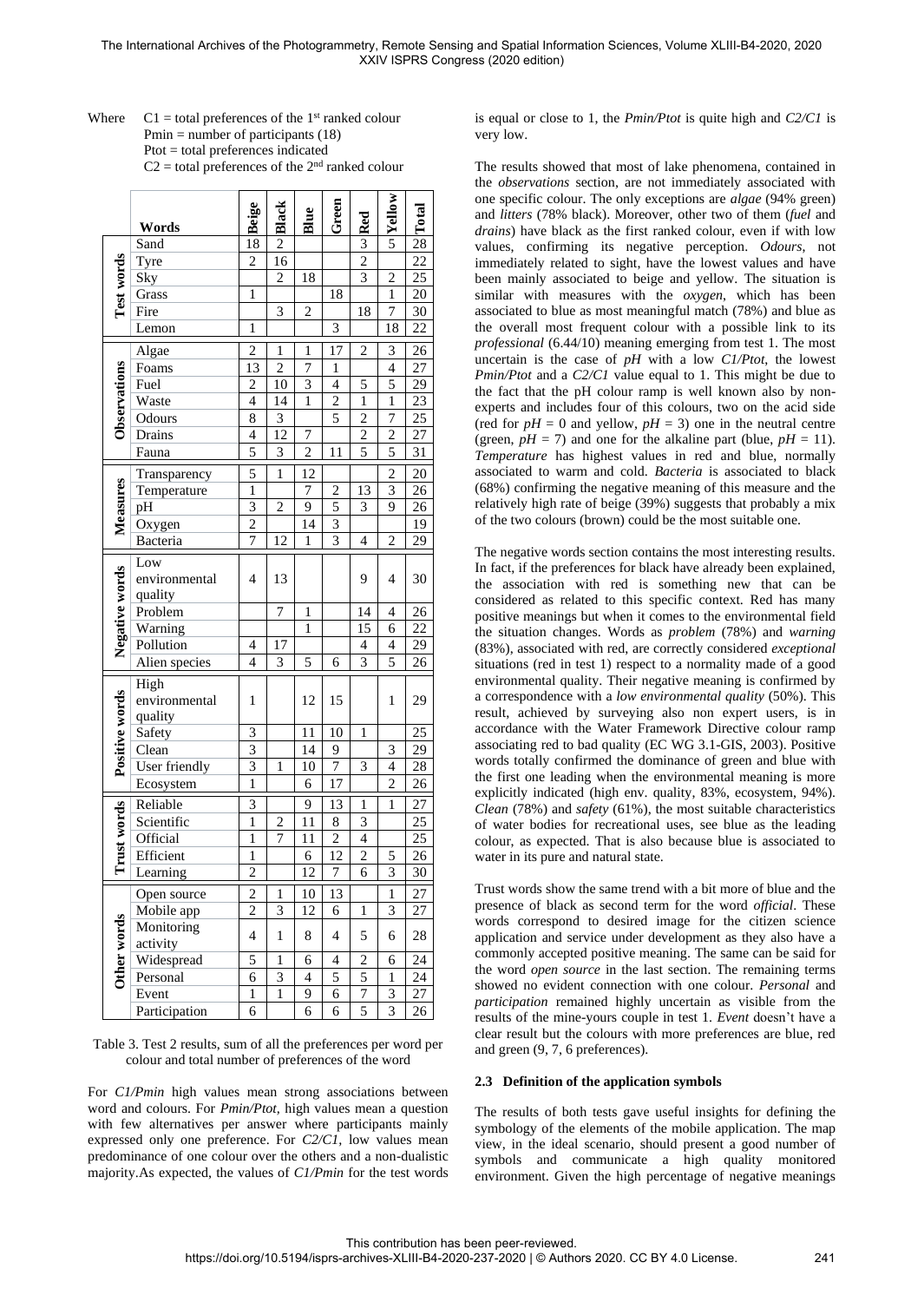Where $C1$ = total preferences of the 1st ranked colour
$Pmin$ = number of participants (18)
$Ptot$ = total preferences indicated
$C2$ = total preferences of the 2nd ranked colour

| | Words | Beige | Black | Blue | Green | Red | Yellow | Total |
|---|---|---|---|---|---|---|---|---|
| Test words | Sand | 18 | 2 | | | 3 | 5 | 28 |
| | Tyre | 2 | 16 | | | 2 | | 22 |
| | Sky | | 2 | 18 | | 3 | 2 | 25 |
| | Grass | 1 | | | 18 | | 1 | 20 |
| | Fire | | 3 | 2 | | 18 | 7 | 30 |
| | Lemon | 1 | | | 3 | | 18 | 22 |
| Observations | Algae | 2 | 1 | 1 | 17 | 2 | 3 | 26 |
| | Foams | 13 | 2 | 7 | 1 | | 4 | 27 |
| | Fuel | 2 | 10 | 3 | 4 | 5 | 5 | 29 |
| | Waste | 4 | 14 | 1 | 2 | 1 | 1 | 23 |
| | Odours | 8 | 3 | | 5 | 2 | 7 | 25 |
| | Drains | 4 | 12 | 7 | | 2 | 2 | 27 |
| | Fauna | 5 | 3 | 2 | 11 | 5 | 5 | 31 |
| Measures | Transparency | 5 | 1 | 12 | | | 2 | 20 |
| | Temperature | 1 | | 7 | 2 | 13 | 3 | 26 |
| | pH | 3 | 2 | 9 | 5 | 3 | 9 | 26 |
| | Oxygen | 2 | | 14 | 3 | | | 19 |
| | Bacteria | 7 | 12 | 1 | 3 | 4 | 2 | 29 |
| Negative words | Low environmental quality | 4 | 13 | | | 9 | 4 | 30 |
| | Problem | | 7 | 1 | | 14 | 4 | 26 |
| | Warning | | | 1 | | 15 | 6 | 22 |
| | Pollution | 4 | 17 | | | 4 | 4 | 29 |
| | Alien species | 4 | 3 | 5 | 6 | 3 | 5 | 26 |
| Positive words | High environmental quality | 1 | | 12 | 15 | | 1 | 29 |
| | Safety | 3 | | 11 | 10 | 1 | | 25 |
| | Clean | 3 | | 14 | 9 | | 3 | 29 |
| | User friendly | 3 | 1 | 10 | 7 | 3 | 4 | 28 |
| | Ecosystem | 1 | | 6 | 17 | | 2 | 26 |
| Trust words | Reliable | 3 | | 9 | 13 | 1 | 1 | 27 |
| | Scientific | 1 | 2 | 11 | 8 | 3 | | 25 |
| | Official | 1 | 7 | 11 | 2 | 4 | | 25 |
| | Efficient | 1 | | 6 | 12 | 2 | 5 | 26 |
| | Learning | 2 | | 12 | 7 | 6 | 3 | 30 |
| Other words | Open source | 2 | 1 | 10 | 13 | | 1 | 27 |
| | Mobile app | 2 | 3 | 12 | 6 | 1 | 3 | 27 |
| | Monitoring activity | 4 | 1 | 8 | 4 | 5 | 6 | 28 |
| | Widespread | 5 | 1 | 6 | 4 | 2 | 6 | 24 |
| | Personal | 6 | 3 | 4 | 5 | 5 | 1 | 24 |
| | Event | 1 | 1 | 9 | 6 | 7 | 3 | 27 |
| | Participation | 6 | | 6 | 6 | 5 | 3 | 26 |

Table 3. Test 2 results, sum of all the preferences per word per colour and total number of preferences of the word

For *C1/Pmin* high values mean strong associations between word and colours. For *Pmin/Ptot*, high values mean a question with few alternatives per answer where participants mainly expressed only one preference. For *C2/C1*, low values mean predominance of one colour over the others and a non-dualistic majority. As expected, the values of *C1/Pmin* for the test words is equal or close to 1, the *Pmin/Ptot* is quite high and *C2/C1* is very low.

The results showed that most of lake phenomena, contained in the *observations* section, are not immediately associated with one specific colour. The only exceptions are *algae* (94% green) and *litters* (78% black). Moreover, other two of them (*fuel* and *drains*) have black as the first ranked colour, even if with low values, confirming its negative perception. *Odours*, not immediately related to sight, have the lowest values and have been mainly associated to beige and yellow. The situation is similar with measures with the *oxygen*, which has been associated to blue as most meaningful match (78%) and blue as the overall most frequent colour with a possible link to its *professional* (6.44/10) meaning emerging from test 1. The most uncertain is the case of *pH* with a low *C1/Ptot*, the lowest *Pmin/Ptot* and a *C2/C1* value equal to 1. This might be due to the fact that the pH colour ramp is well known also by non-experts and includes four of this colours, two on the acid side (red for $pH = 0$ and yellow, $pH = 3$) one in the neutral centre (green, $pH = 7$) and one for the alkaline part (blue, $pH = 11$). *Temperature* has highest values in red and blue, normally associated to warm and cold. *Bacteria* is associated to black (68%) confirming the negative meaning of this measure and the relatively high rate of beige (39%) suggests that probably a mix of the two colours (brown) could be the most suitable one.

The negative words section contains the most interesting results. In fact, if the preferences for black have already been explained, the association with red is something new that can be considered as related to this specific context. Red has many positive meanings but when it comes to the environmental field the situation changes. Words as *problem* (78%) and *warning* (83%), associated with red, are correctly considered *exceptional* situations (red in test 1) respect to a normality made of a good environmental quality. Their negative meaning is confirmed by a correspondence with a *low environmental quality* (50%). This result, achieved by surveying also non expert users, is in accordance with the Water Framework Directive colour ramp associating red to bad quality (EC WG 3.1-GIS, 2003). Positive words totally confirmed the dominance of green and blue with the first one leading when the environmental meaning is more explicitly indicated (high env. quality, 83%, ecosystem, 94%). *Clean* (78%) and *safety* (61%), the most suitable characteristics of water bodies for recreational uses, see blue as the leading colour, as expected. That is also because blue is associated to water in its pure and natural state.

Trust words show the same trend with a bit more of blue and the presence of black as second term for the word *official*. These words correspond to desired image for the citizen science application and service under development as they also have a commonly accepted positive meaning. The same can be said for the word *open source* in the last section. The remaining terms showed no evident connection with one colour. *Personal* and *participation* remained highly uncertain as visible from the results of the mine-yours couple in test 1. *Event* doesn't have a clear result but the colours with more preferences are blue, red and green (9, 7, 6 preferences).

### 2.3 Definition of the application symbols

The results of both tests gave useful insights for defining the symbology of the elements of the mobile application. The map view, in the ideal scenario, should present a good number of symbols and communicate a high quality monitored environment. Given the high percentage of negative meanings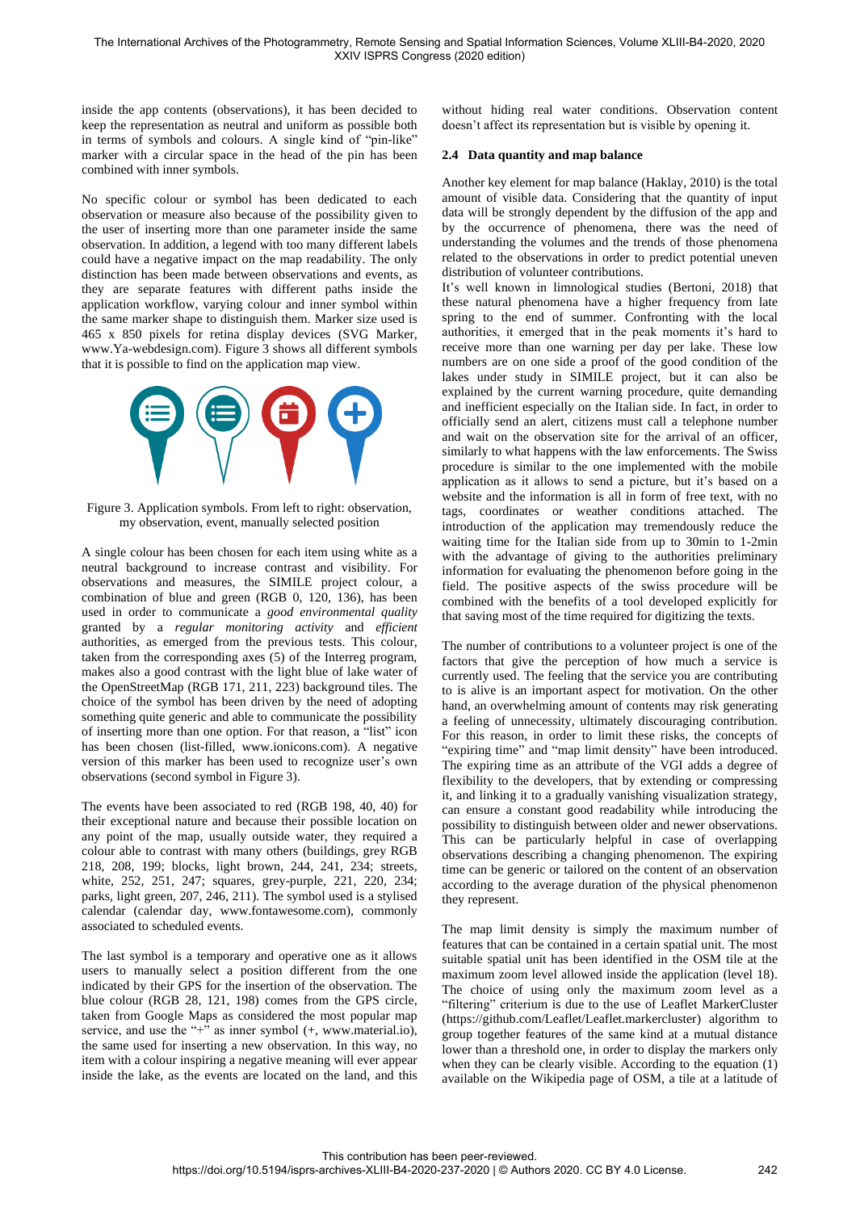inside the app contents (observations), it has been decided to keep the representation as neutral and uniform as possible both in terms of symbols and colours. A single kind of "pin-like" marker with a circular space in the head of the pin has been combined with inner symbols.

No specific colour or symbol has been dedicated to each observation or measure also because of the possibility given to the user of inserting more than one parameter inside the same observation. In addition, a legend with too many different labels could have a negative impact on the map readability. The only distinction has been made between observations and events, as they are separate features with different paths inside the application workflow, varying colour and inner symbol within the same marker shape to distinguish them. Marker size used is 465 x 850 pixels for retina display devices (SVG Marker, www.Ya-webdesign.com). Figure 3 shows all different symbols that it is possible to find on the application map view.

Figure 3. Application symbols. From left to right: observation, my observation, event, manually selected position

A single colour has been chosen for each item using white as a neutral background to increase contrast and visibility. For observations and measures, the SIMILE project colour, a combination of blue and green (RGB 0, 120, 136), has been used in order to communicate a *good environmental quality* granted by a *regular monitoring activity* and *efficient* authorities, as emerged from the previous tests. This colour, taken from the corresponding axes (5) of the Interreg program, makes also a good contrast with the light blue of lake water of the OpenStreetMap (RGB 171, 211, 223) background tiles. The choice of the symbol has been driven by the need of adopting something quite generic and able to communicate the possibility of inserting more than one option. For that reason, a "list" icon has been chosen (list-filled, www.ionicons.com). A negative version of this marker has been used to recognize user's own observations (second symbol in Figure 3).

The events have been associated to red (RGB 198, 40, 40) for their exceptional nature and because their possible location on any point of the map, usually outside water, they required a colour able to contrast with many others (buildings, grey RGB 218, 208, 199; blocks, light brown, 244, 241, 234; streets, white, 252, 251, 247; squares, grey-purple, 221, 220, 234; parks, light green, 207, 246, 211). The symbol used is a stylised calendar (calendar day, www.fontawesome.com), commonly associated to scheduled events.

The last symbol is a temporary and operative one as it allows users to manually select a position different from the one indicated by their GPS for the insertion of the observation. The blue colour (RGB 28, 121, 198) comes from the GPS circle, taken from Google Maps as considered the most popular map service, and use the "+" as inner symbol (+, www.material.io), the same used for inserting a new observation. In this way, no item with a colour inspiring a negative meaning will ever appear inside the lake, as the events are located on the land, and this without hiding real water conditions. Observation content doesn't affect its representation but is visible by opening it.

### 2.4 Data quantity and map balance

Another key element for map balance (Haklay, 2010) is the total amount of visible data. Considering that the quantity of input data will be strongly dependent by the diffusion of the app and by the occurrence of phenomena, there was the need of understanding the volumes and the trends of those phenomena related to the observations in order to predict potential uneven distribution of volunteer contributions.

It's well known in limnological studies (Bertoni, 2018) that these natural phenomena have a higher frequency from late spring to the end of summer. Confronting with the local authorities, it emerged that in the peak moments it's hard to receive more than one warning per day per lake. These low numbers are on one side a proof of the good condition of the lakes under study in SIMILE project, but it can also be explained by the current warning procedure, quite demanding and inefficient especially on the Italian side. In fact, in order to officially send an alert, citizens must call a telephone number and wait on the observation site for the arrival of an officer, similarly to what happens with the law enforcements. The Swiss procedure is similar to the one implemented with the mobile application as it allows to send a picture, but it's based on a website and the information is all in form of free text, with no tags, coordinates or weather conditions attached. The introduction of the application may tremendously reduce the waiting time for the Italian side from up to 30min to 1-2min with the advantage of giving to the authorities preliminary information for evaluating the phenomenon before going in the field. The positive aspects of the swiss procedure will be combined with the benefits of a tool developed explicitly for that saving most of the time required for digitizing the texts.

The number of contributions to a volunteer project is one of the factors that give the perception of how much a service is currently used. The feeling that the service you are contributing to is alive is an important aspect for motivation. On the other hand, an overwhelming amount of contents may risk generating a feeling of unnecessity, ultimately discouraging contribution. For this reason, in order to limit these risks, the concepts of "expiring time" and "map limit density" have been introduced. The expiring time as an attribute of the VGI adds a degree of flexibility to the developers, that by extending or compressing it, and linking it to a gradually vanishing visualization strategy, can ensure a constant good readability while introducing the possibility to distinguish between older and newer observations. This can be particularly helpful in case of overlapping observations describing a changing phenomenon. The expiring time can be generic or tailored on the content of an observation according to the average duration of the physical phenomenon they represent.

The map limit density is simply the maximum number of features that can be contained in a certain spatial unit. The most suitable spatial unit has been identified in the OSM tile at the maximum zoom level allowed inside the application (level 18). The choice of using only the maximum zoom level as a "filtering" criterium is due to the use of Leaflet MarkerCluster (https://github.com/Leaflet/Leaflet.markercluster) algorithm to group together features of the same kind at a mutual distance lower than a threshold one, in order to display the markers only when they can be clearly visible. According to the equation (1) available on the Wikipedia page of OSM, a tile at a latitude of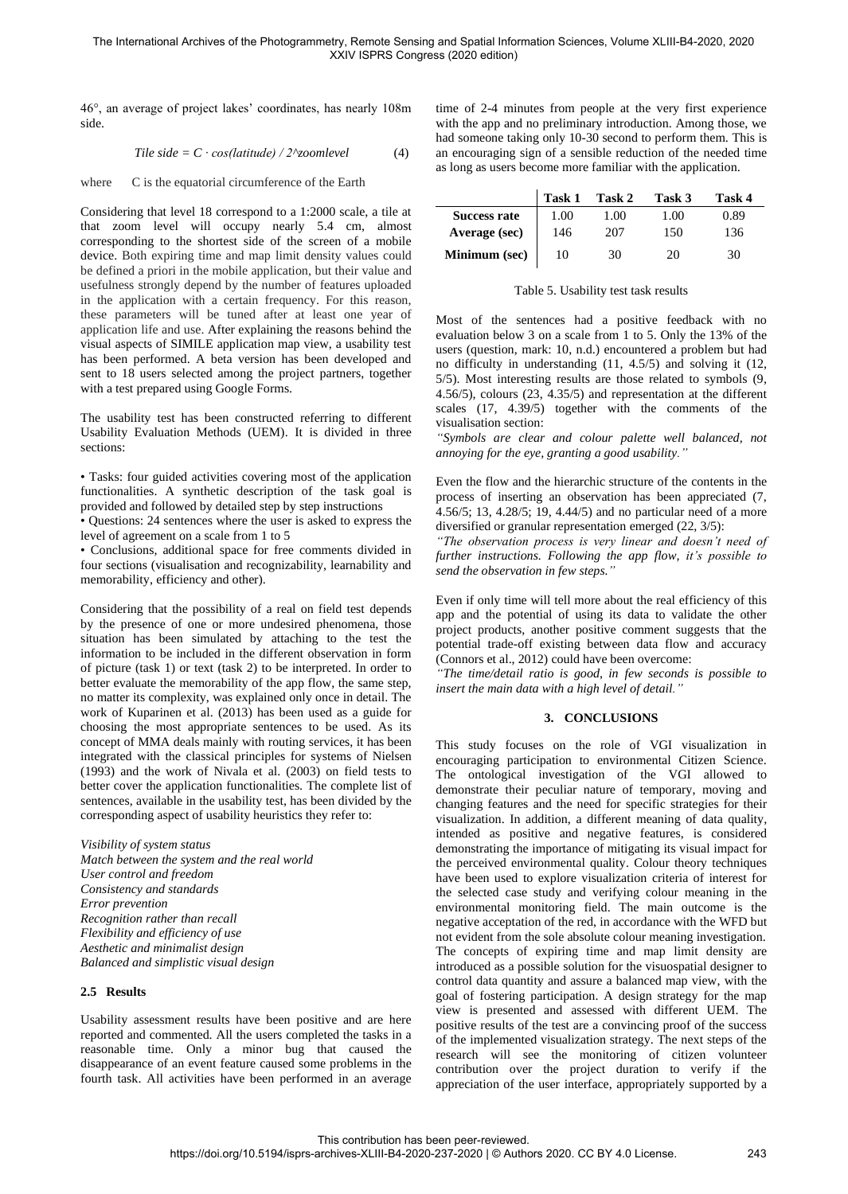46°, an average of project lakes' coordinates, has nearly 108m side.

$$Tile\ side = C \cdot cos(latitude) / 2^{zoomlevel} \quad (4)$$

where C is the equatorial circumference of the Earth

Considering that level 18 correspond to a 1:2000 scale, a tile at that zoom level will occupy nearly 5.4 cm, almost corresponding to the shortest side of the screen of a mobile device. Both expiring time and map limit density values could be defined a priori in the mobile application, but their value and usefulness strongly depend by the number of features uploaded in the application with a certain frequency. For this reason, these parameters will be tuned after at least one year of application life and use. After explaining the reasons behind the visual aspects of SIMILE application map view, a usability test has been performed. A beta version has been developed and sent to 18 users selected among the project partners, together with a test prepared using Google Forms.

The usability test has been constructed referring to different Usability Evaluation Methods (UEM). It is divided in three sections:

- Tasks: four guided activities covering most of the application functionalities. A synthetic description of the task goal is provided and followed by detailed step by step instructions
- Questions: 24 sentences where the user is asked to express the level of agreement on a scale from 1 to 5
- Conclusions, additional space for free comments divided in four sections (visualisation and recognizability, learnability and memorability, efficiency and other).

Considering that the possibility of a real on field test depends by the presence of one or more undesired phenomena, those situation has been simulated by attaching to the test the information to be included in the different observation in form of picture (task 1) or text (task 2) to be interpreted. In order to better evaluate the memorability of the app flow, the same step, no matter its complexity, was explained only once in detail. The work of Kuparinen et al. (2013) has been used as a guide for choosing the most appropriate sentences to be used. As its concept of MMA deals mainly with routing services, it has been integrated with the classical principles for systems of Nielsen (1993) and the work of Nivala et al. (2003) on field tests to better cover the application functionalities. The complete list of sentences, available in the usability test, has been divided by the corresponding aspect of usability heuristics they refer to:

*Visibility of system status*
*Match between the system and the real world*
*User control and freedom*
*Consistency and standards*
*Error prevention*
*Recognition rather than recall*
*Flexibility and efficiency of use*
*Aesthetic and minimalist design*
*Balanced and simplistic visual design*

### 2.5 Results

Usability assessment results have been positive and are here reported and commented. All the users completed the tasks in a reasonable time. Only a minor bug that caused the disappearance of an event feature caused some problems in the fourth task. All activities have been performed in an average time of 2-4 minutes from people at the very first experience with the app and no preliminary introduction. Among those, we had someone taking only 10-30 second to perform them. This is an encouraging sign of a sensible reduction of the needed time as long as users become more familiar with the application.

| | Task 1 | Task 2 | Task 3 | Task 4 |
|---|---|---|---|---|
| **Success rate** | 1.00 | 1.00 | 1.00 | 0.89 |
| **Average (sec)** | 146 | 207 | 150 | 136 |
| **Minimum (sec)** | 10 | 30 | 20 | 30 |

Table 5. Usability test task results

Most of the sentences had a positive feedback with no evaluation below 3 on a scale from 1 to 5. Only the 13% of the users (question, mark: 10, n.d.) encountered a problem but had no difficulty in understanding (11, 4.5/5) and solving it (12, 5/5). Most interesting results are those related to symbols (9, 4.56/5), colours (23, 4.35/5) and representation at the different scales (17, 4.39/5) together with the comments of the visualisation section:

*"Symbols are clear and colour palette well balanced, not annoying for the eye, granting a good usability."*

Even the flow and the hierarchic structure of the contents in the process of inserting an observation has been appreciated (7, 4.56/5; 13, 4.28/5; 19, 4.44/5) and no particular need of a more diversified or granular representation emerged (22, 3/5):

*"The observation process is very linear and doesn't need of further instructions. Following the app flow, it's possible to send the observation in few steps."*

Even if only time will tell more about the real efficiency of this app and the potential of using its data to validate the other project products, another positive comment suggests that the potential trade-off existing between data flow and accuracy (Connors et al., 2012) could have been overcome:

*"The time/detail ratio is good, in few seconds is possible to insert the main data with a high level of detail."*

## 3. CONCLUSIONS

This study focuses on the role of VGI visualization in encouraging participation to environmental Citizen Science. The ontological investigation of the VGI allowed to demonstrate their peculiar nature of temporary, moving and changing features and the need for specific strategies for their visualization. In addition, a different meaning of data quality, intended as positive and negative features, is considered demonstrating the importance of mitigating its visual impact for the perceived environmental quality. Colour theory techniques have been used to explore visualization criteria of interest for the selected case study and verifying colour meaning in the environmental monitoring field. The main outcome is the negative acceptation of the red, in accordance with the WFD but not evident from the sole absolute colour meaning investigation. The concepts of expiring time and map limit density are introduced as a possible solution for the visuospatial designer to control data quantity and assure a balanced map view, with the goal of fostering participation. A design strategy for the map view is presented and assessed with different UEM. The positive results of the test are a convincing proof of the success of the implemented visualization strategy. The next steps of the research will see the monitoring of citizen volunteer contribution over the project duration to verify if the appreciation of the user interface, appropriately supported by a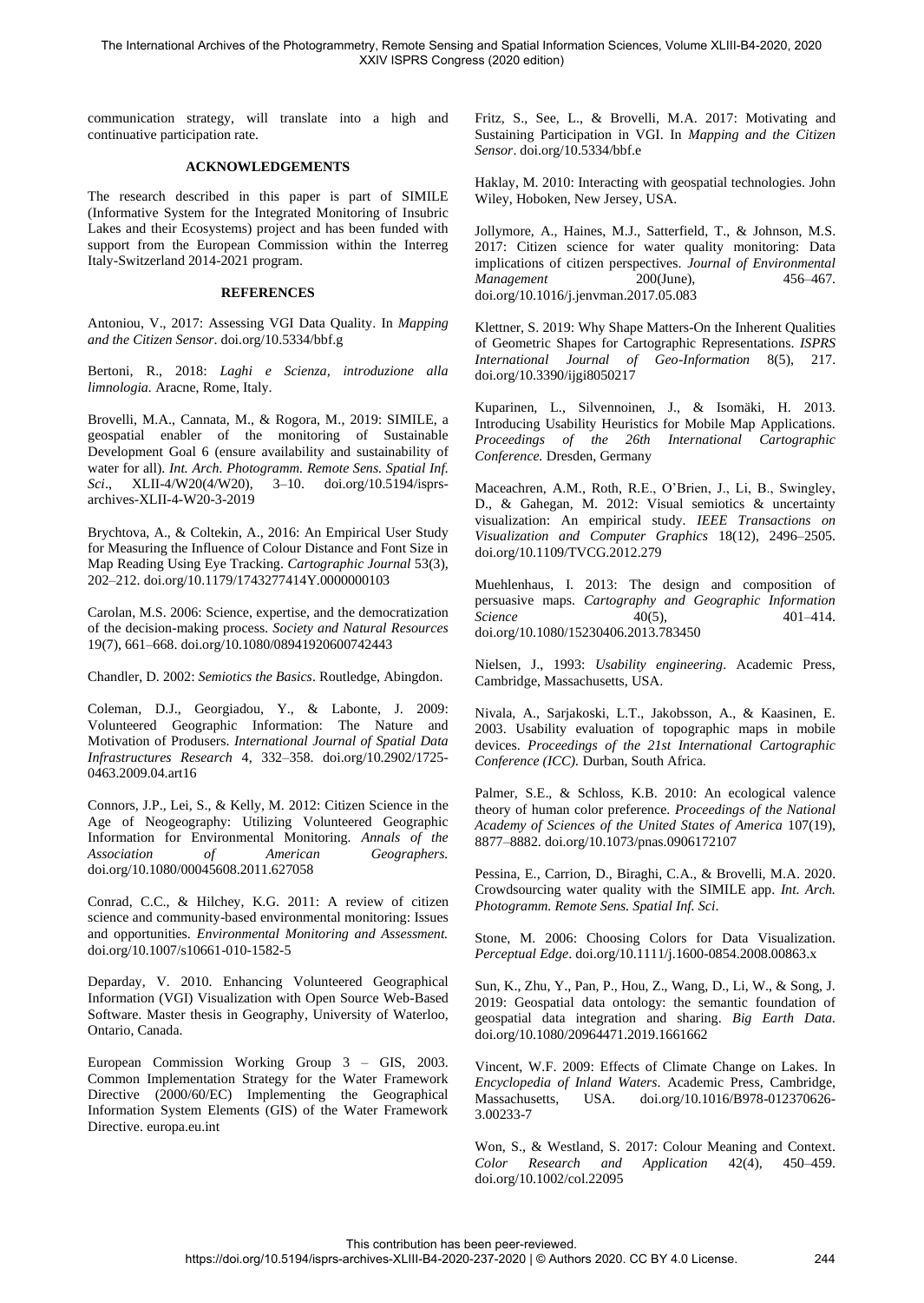communication strategy, will translate into a high and continuative participation rate.

## ACKNOWLEDGEMENTS

The research described in this paper is part of SIMILE (Informative System for the Integrated Monitoring of Insubric Lakes and their Ecosystems) project and has been funded with support from the European Commission within the Interreg Italy-Switzerland 2014-2021 program.

## REFERENCES

Antoniou, V., 2017: Assessing VGI Data Quality. In *Mapping and the Citizen Sensor*. doi.org/10.5334/bbf.g

Bertoni, R., 2018: *Laghi e Scienza, introduzione alla limnologia.* Aracne, Rome, Italy.

Brovelli, M.A., Cannata, M., & Rogora, M., 2019: SIMILE, a geospatial enabler of the monitoring of Sustainable Development Goal 6 (ensure availability and sustainability of water for all). *Int. Arch. Photogramm. Remote Sens. Spatial Inf. Sci*., XLII-4/W20(4/W20), 3–10. doi.org/10.5194/isprs-archives-XLII-4-W20-3-2019

Brychtova, A., & Coltekin, A., 2016: An Empirical User Study for Measuring the Influence of Colour Distance and Font Size in Map Reading Using Eye Tracking. *Cartographic Journal* 53(3), 202–212. doi.org/10.1179/1743277414Y.0000000103

Carolan, M.S. 2006: Science, expertise, and the democratization of the decision-making process. *Society and Natural Resources* 19(7), 661–668. doi.org/10.1080/08941920600742443

Chandler, D. 2002: *Semiotics the Basics*. Routledge, Abingdon.

Coleman, D.J., Georgiadou, Y., & Labonte, J. 2009: Volunteered Geographic Information: The Nature and Motivation of Produsers. *International Journal of Spatial Data Infrastructures Research* 4, 332–358. doi.org/10.2902/1725-0463.2009.04.art16

Connors, J.P., Lei, S., & Kelly, M. 2012: Citizen Science in the Age of Neogeography: Utilizing Volunteered Geographic Information for Environmental Monitoring. *Annals of the Association of American Geographers.* doi.org/10.1080/00045608.2011.627058

Conrad, C.C., & Hilchey, K.G. 2011: A review of citizen science and community-based environmental monitoring: Issues and opportunities. *Environmental Monitoring and Assessment.* doi.org/10.1007/s10661-010-1582-5

Deparday, V. 2010. Enhancing Volunteered Geographical Information (VGI) Visualization with Open Source Web-Based Software. Master thesis in Geography, University of Waterloo, Ontario, Canada.

European Commission Working Group 3 – GIS, 2003. Common Implementation Strategy for the Water Framework Directive (2000/60/EC) Implementing the Geographical Information System Elements (GIS) of the Water Framework Directive. europa.eu.int

Fritz, S., See, L., & Brovelli, M.A. 2017: Motivating and Sustaining Participation in VGI. In *Mapping and the Citizen Sensor*. doi.org/10.5334/bbf.e

Haklay, M. 2010: Interacting with geospatial technologies. John Wiley, Hoboken, New Jersey, USA.

Jollymore, A., Haines, M.J., Satterfield, T., & Johnson, M.S. 2017: Citizen science for water quality monitoring: Data implications of citizen perspectives. *Journal of Environmental Management* 200(June), 456–467. doi.org/10.1016/j.jenvman.2017.05.083

Klettner, S. 2019: Why Shape Matters-On the Inherent Qualities of Geometric Shapes for Cartographic Representations. *ISPRS International Journal of Geo-Information* 8(5), 217. doi.org/10.3390/ijgi8050217

Kuparinen, L., Silvennoinen, J., & Isomäki, H. 2013. Introducing Usability Heuristics for Mobile Map Applications. *Proceedings of the 26th International Cartographic Conference.* Dresden, Germany

Maceachren, A.M., Roth, R.E., O'Brien, J., Li, B., Swingley, D., & Gahegan, M. 2012: Visual semiotics & uncertainty visualization: An empirical study. *IEEE Transactions on Visualization and Computer Graphics* 18(12), 2496–2505. doi.org/10.1109/TVCG.2012.279

Muehlenhaus, I. 2013: The design and composition of persuasive maps. *Cartography and Geographic Information Science* 40(5), 401–414. doi.org/10.1080/15230406.2013.783450

Nielsen, J., 1993: *Usability engineering*. Academic Press, Cambridge, Massachusetts, USA.

Nivala, A., Sarjakoski, L.T., Jakobsson, A., & Kaasinen, E. 2003. Usability evaluation of topographic maps in mobile devices. *Proceedings of the 21st International Cartographic Conference (ICC).* Durban, South Africa.

Palmer, S.E., & Schloss, K.B. 2010: An ecological valence theory of human color preference. *Proceedings of the National Academy of Sciences of the United States of America* 107(19), 8877–8882. doi.org/10.1073/pnas.0906172107

Pessina, E., Carrion, D., Biraghi, C.A., & Brovelli, M.A. 2020. Crowdsourcing water quality with the SIMILE app. *Int. Arch. Photogramm. Remote Sens. Spatial Inf. Sci*.

Stone, M. 2006: Choosing Colors for Data Visualization. *Perceptual Edge*. doi.org/10.1111/j.1600-0854.2008.00863.x

Sun, K., Zhu, Y., Pan, P., Hou, Z., Wang, D., Li, W., & Song, J. 2019: Geospatial data ontology: the semantic foundation of geospatial data integration and sharing. *Big Earth Data.* doi.org/10.1080/20964471.2019.1661662

Vincent, W.F. 2009: Effects of Climate Change on Lakes. In *Encyclopedia of Inland Waters*. Academic Press, Cambridge, Massachusetts, USA. doi.org/10.1016/B978-012370626-3.00233-7

Won, S., & Westland, S. 2017: Colour Meaning and Context. *Color Research and Application* 42(4), 450–459. doi.org/10.1002/col.22095